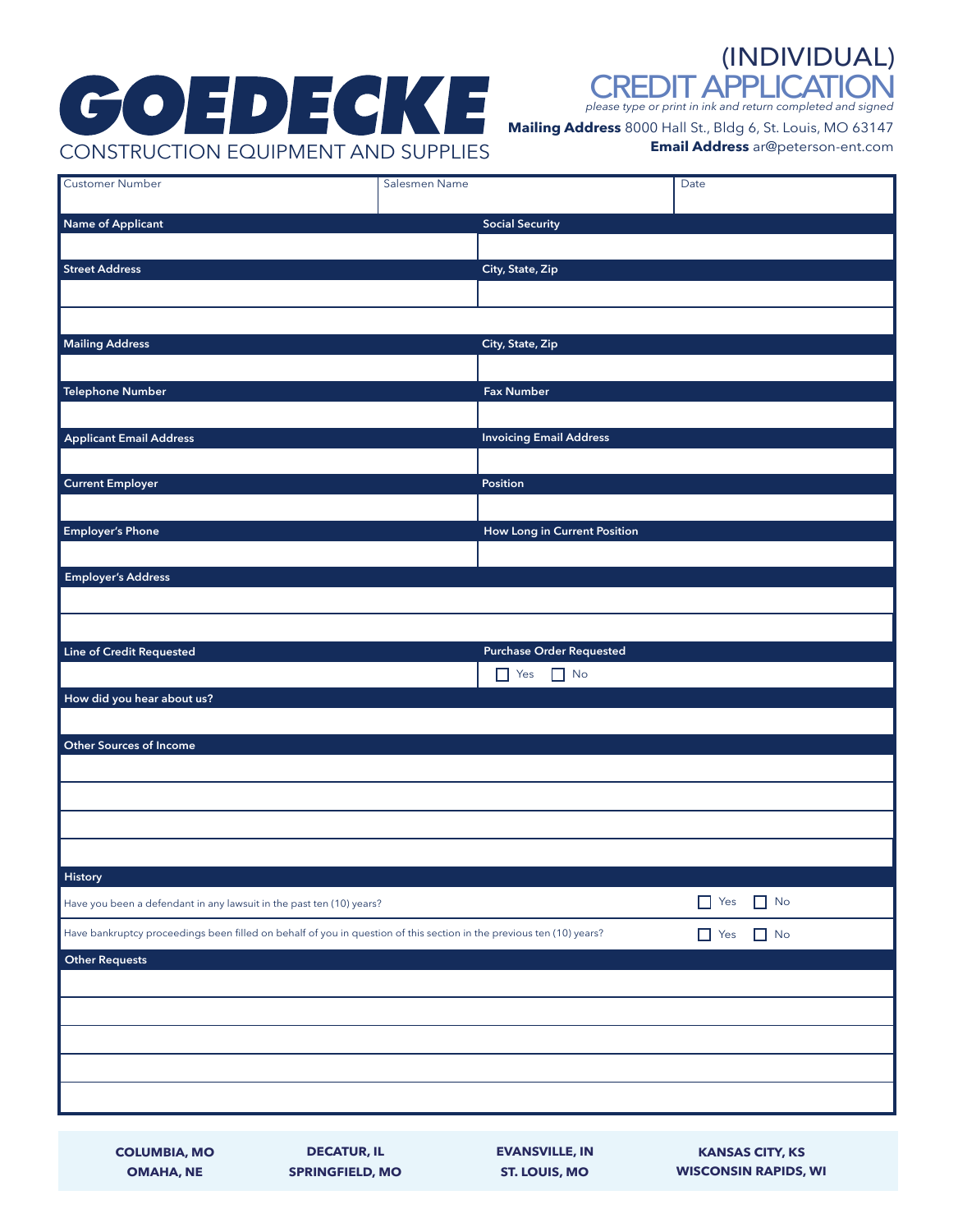# GOEDECKE

CONSTRUCTION EQUIPMENT AND SUPPLIES

## (INDIVIDUAL) CREDIT APPLICATION

*please type or print in ink and return completed and signed*

**Mailing Address** 8000 Hall St., Bldg 6, St. Louis, MO 63147

**Email Address** ar@peterson-ent.com

| Customer Number | Salesmen Name | Date |
|---|---|---|
| | | |

| **Name of Applicant** | **Social Security** |
|---|---|
| | |
| **Street Address** | **City, State, Zip** |
| | |
| | |
| **Mailing Address** | **City, State, Zip** |
| | |
| **Telephone Number** | **Fax Number** |
| | |
| **Applicant Email Address** | **Invoicing Email Address** |
| | |
| **Current Employer** | **Position** |
| | |
| **Employer's Phone** | **How Long in Current Position** |
| | |
| **Employer's Address** | |
| | |
| | |
| **Line of Credit Requested** | **Purchase Order Requested** |
| | ☐ Yes ☐ No |

**How did you hear about us?**

&nbsp;

**Other Sources of Income**

&nbsp;

**History**

| | |
|---|---|
| Have you been a defendant in any lawsuit in the past ten (10) years? | ☐ Yes ☐ No |
| Have bankruptcy proceedings been filled on behalf of you in question of this section in the previous ten (10) years? | ☐ Yes ☐ No |

**Other Requests**

&nbsp;

| | | | |
|---|---|---|---|
| **COLUMBIA, MO** | **DECATUR, IL** | **EVANSVILLE, IN** | **KANSAS CITY, KS** |
| **OMAHA, NE** | **SPRINGFIELD, MO** | **ST. LOUIS, MO** | **WISCONSIN RAPIDS, WI** |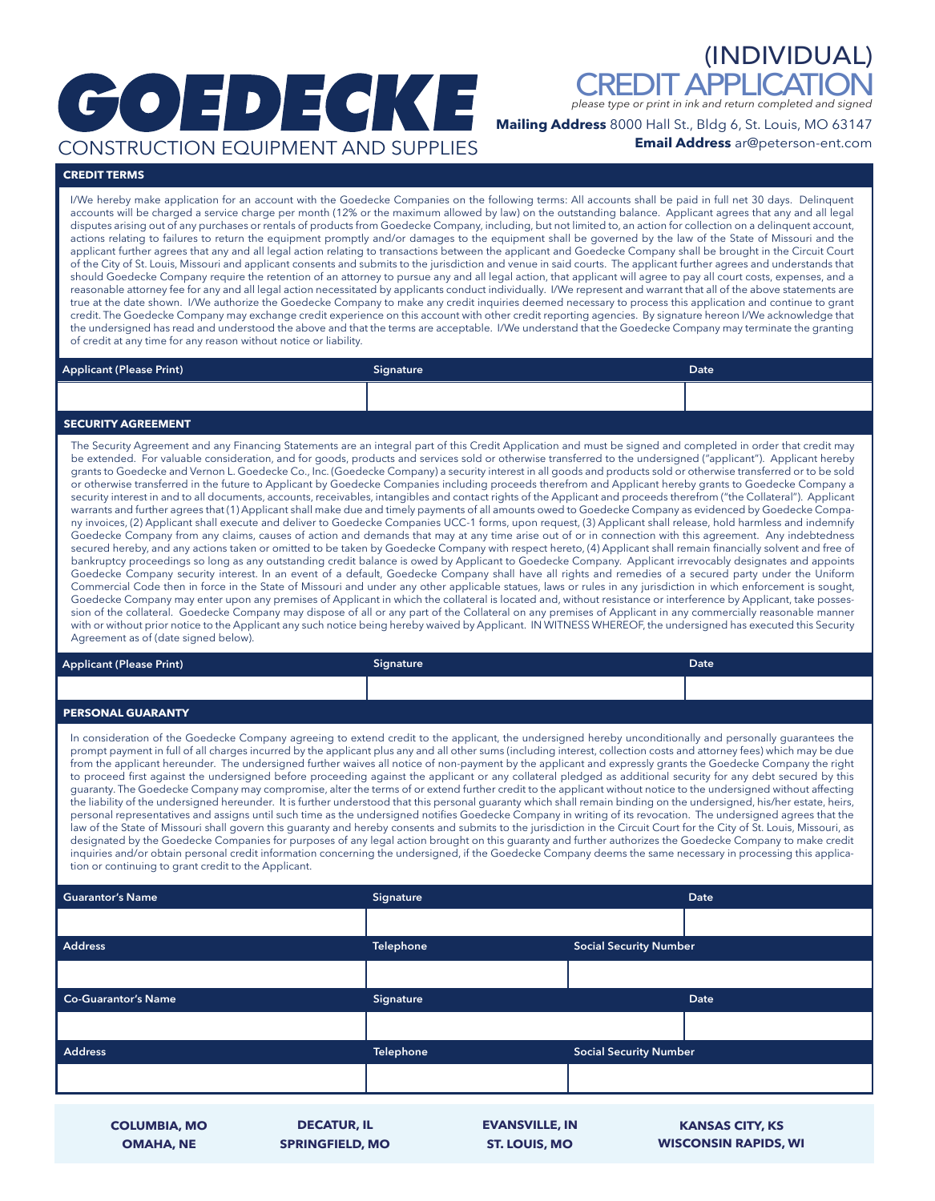# GOEDECKE

CONSTRUCTION EQUIPMENT AND SUPPLIES

## (INDIVIDUAL) CREDIT APPLICATION

*please type or print in ink and return completed and signed*

**Mailing Address** 8000 Hall St., Bldg 6, St. Louis, MO 63147

**Email Address** ar@peterson-ent.com

### CREDIT TERMS

I/We hereby make application for an account with the Goedecke Companies on the following terms: All accounts shall be paid in full net 30 days. Delinquent accounts will be charged a service charge per month (12% or the maximum allowed by law) on the outstanding balance. Applicant agrees that any and all legal disputes arising out of any purchases or rentals of products from Goedecke Company, including, but not limited to, an action for collection on a delinquent account, actions relating to failures to return the equipment promptly and/or damages to the equipment shall be governed by the law of the State of Missouri and the applicant further agrees that any and all legal action relating to transactions between the applicant and Goedecke Company shall be brought in the Circuit Court of the City of St. Louis, Missouri and applicant consents and submits to the jurisdiction and venue in said courts. The applicant further agrees and understands that should Goedecke Company require the retention of an attorney to pursue any and all legal action, that applicant will agree to pay all court costs, expenses, and a reasonable attorney fee for any and all legal action necessitated by applicants conduct individually. I/We represent and warrant that all of the above statements are true at the date shown. I/We authorize the Goedecke Company to make any credit inquiries deemed necessary to process this application and continue to grant credit. The Goedecke Company may exchange credit experience on this account with other credit reporting agencies. By signature hereon I/We acknowledge that the undersigned has read and understood the above and that the terms are acceptable. I/We understand that the Goedecke Company may terminate the granting of credit at any time for any reason without notice or liability.

| Applicant (Please Print) | Signature | Date |
|---|---|---|
| | | |

### SECURITY AGREEMENT

The Security Agreement and any Financing Statements are an integral part of this Credit Application and must be signed and completed in order that credit may be extended. For valuable consideration, and for goods, products and services sold or otherwise transferred to the undersigned ("applicant"). Applicant hereby grants to Goedecke and Vernon L. Goedecke Co., Inc. (Goedecke Company) a security interest in all goods and products sold or otherwise transferred or to be sold or otherwise transferred in the future to Applicant by Goedecke Companies including proceeds therefrom and Applicant hereby grants to Goedecke Company a security interest in and to all documents, accounts, receivables, intangibles and contact rights of the Applicant and proceeds therefrom ("the Collateral"). Applicant warrants and further agrees that (1) Applicant shall make due and timely payments of all amounts owed to Goedecke Company as evidenced by Goedecke Company invoices, (2) Applicant shall execute and deliver to Goedecke Companies UCC-1 forms, upon request, (3) Applicant shall release, hold harmless and indemnify Goedecke Company from any claims, causes of action and demands that may at any time arise out of or in connection with this agreement. Any indebtedness secured hereby, and any actions taken or omitted to be taken by Goedecke Company with respect hereto, (4) Applicant shall remain financially solvent and free of bankruptcy proceedings so long as any outstanding credit balance is owed by Applicant to Goedecke Company. Applicant irrevocably designates and appoints Goedecke Company security interest. In an event of a default, Goedecke Company shall have all rights and remedies of a secured party under the Uniform Commercial Code then in force in the State of Missouri and under any other applicable statues, laws or rules in any jurisdiction in which enforcement is sought, Goedecke Company may enter upon any premises of Applicant in which the collateral is located and, without resistance or interference by Applicant, take possession of the collateral. Goedecke Company may dispose of all or any part of the Collateral on any premises of Applicant in any commercially reasonable manner with or without prior notice to the Applicant any such notice being hereby waived by Applicant. IN WITNESS WHEREOF, the undersigned has executed this Security Agreement as of (date signed below).

| Applicant (Please Print) | Signature | Date |
|---|---|---|
| | | |

### PERSONAL GUARANTY

In consideration of the Goedecke Company agreeing to extend credit to the applicant, the undersigned hereby unconditionally and personally guarantees the prompt payment in full of all charges incurred by the applicant plus any and all other sums (including interest, collection costs and attorney fees) which may be due from the applicant hereunder. The undersigned further waives all notice of non-payment by the applicant and expressly grants the Goedecke Company the right to proceed first against the undersigned before proceeding against the applicant or any collateral pledged as additional security for any debt secured by this guaranty. The Goedecke Company may compromise, alter the terms of or extend further credit to the applicant without notice to the undersigned without affecting the liability of the undersigned hereunder. It is further understood that this personal guaranty which shall remain binding on the undersigned, his/her estate, heirs, personal representatives and assigns until such time as the undersigned notifies Goedecke Company in writing of its revocation. The undersigned agrees that the law of the State of Missouri shall govern this guaranty and hereby consents and submits to the jurisdiction in the Circuit Court for the City of St. Louis, Missouri, as designated by the Goedecke Companies for purposes of any legal action brought on this guaranty and further authorizes the Goedecke Company to make credit inquiries and/or obtain personal credit information concerning the undersigned, if the Goedecke Company deems the same necessary in processing this application or continuing to grant credit to the Applicant.

| Guarantor's Name | Signature | | Date |
|---|---|---|---|
| | | | |
| **Address** | **Telephone** | **Social Security Number** | |
| | | | |
| **Co-Guarantor's Name** | **Signature** | | **Date** |
| | | | |
| **Address** | **Telephone** | **Social Security Number** | |
| | | | |

**COLUMBIA, MO** | **OMAHA, NE** | **DECATUR, IL** | **SPRINGFIELD, MO** | **EVANSVILLE, IN** | **ST. LOUIS, MO** | **KANSAS CITY, KS** | **WISCONSIN RAPIDS, WI**